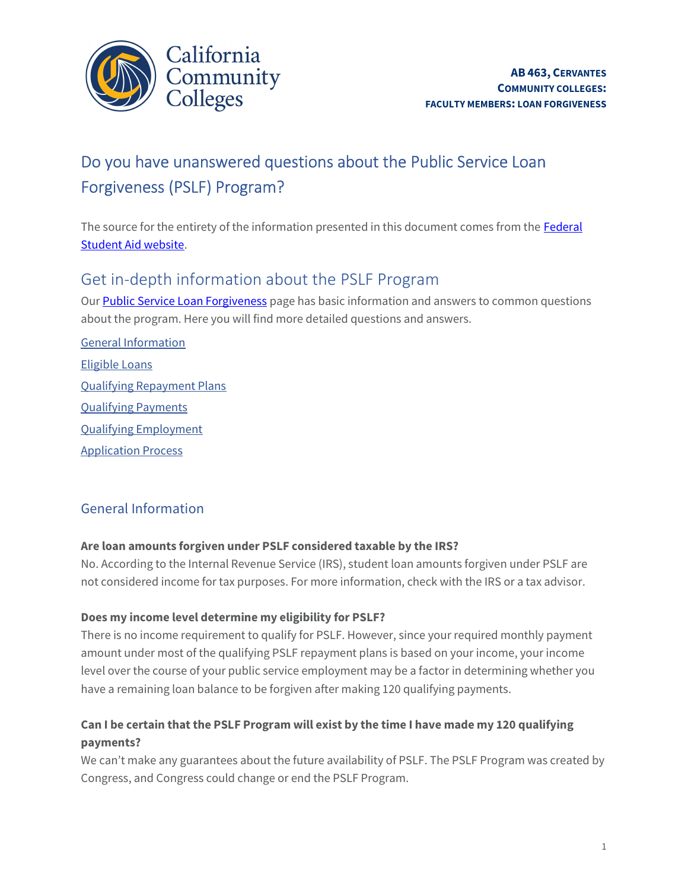**AB 463, CERVANTES**
**COMMUNITY COLLEGES:**
**FACULTY MEMBERS: LOAN FORGIVENESS**

# Do you have unanswered questions about the Public Service Loan Forgiveness (PSLF) Program?

The source for the entirety of the information presented in this document comes from the [Federal Student Aid website](Federal Student Aid website).

## Get in-depth information about the PSLF Program

Our [Public Service Loan Forgiveness](Public Service Loan Forgiveness) page has basic information and answers to common questions about the program. Here you will find more detailed questions and answers.

[General Information](General Information)

[Eligible Loans](Eligible Loans)

[Qualifying Repayment Plans](Qualifying Repayment Plans)

[Qualifying Payments](Qualifying Payments)

[Qualifying Employment](Qualifying Employment)

[Application Process](Application Process)

## General Information

**Are loan amounts forgiven under PSLF considered taxable by the IRS?**
No. According to the Internal Revenue Service (IRS), student loan amounts forgiven under PSLF are not considered income for tax purposes. For more information, check with the IRS or a tax advisor.

**Does my income level determine my eligibility for PSLF?**
There is no income requirement to qualify for PSLF. However, since your required monthly payment amount under most of the qualifying PSLF repayment plans is based on your income, your income level over the course of your public service employment may be a factor in determining whether you have a remaining loan balance to be forgiven after making 120 qualifying payments.

**Can I be certain that the PSLF Program will exist by the time I have made my 120 qualifying payments?**
We can't make any guarantees about the future availability of PSLF. The PSLF Program was created by Congress, and Congress could change or end the PSLF Program.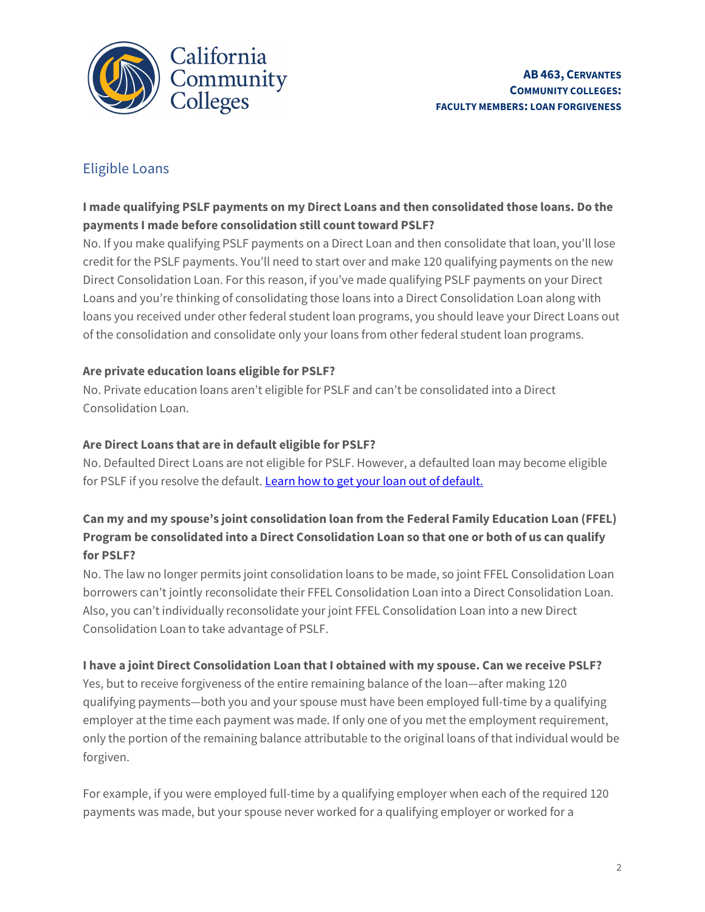## Eligible Loans

**I made qualifying PSLF payments on my Direct Loans and then consolidated those loans. Do the payments I made before consolidation still count toward PSLF?**

No. If you make qualifying PSLF payments on a Direct Loan and then consolidate that loan, you'll lose credit for the PSLF payments. You'll need to start over and make 120 qualifying payments on the new Direct Consolidation Loan. For this reason, if you've made qualifying PSLF payments on your Direct Loans and you're thinking of consolidating those loans into a Direct Consolidation Loan along with loans you received under other federal student loan programs, you should leave your Direct Loans out of the consolidation and consolidate only your loans from other federal student loan programs.

**Are private education loans eligible for PSLF?**

No. Private education loans aren't eligible for PSLF and can't be consolidated into a Direct Consolidation Loan.

**Are Direct Loans that are in default eligible for PSLF?**

No. Defaulted Direct Loans are not eligible for PSLF. However, a defaulted loan may become eligible for PSLF if you resolve the default. [Learn how to get your loan out of default.]

**Can my and my spouse's joint consolidation loan from the Federal Family Education Loan (FFEL) Program be consolidated into a Direct Consolidation Loan so that one or both of us can qualify for PSLF?**

No. The law no longer permits joint consolidation loans to be made, so joint FFEL Consolidation Loan borrowers can't jointly reconsolidate their FFEL Consolidation Loan into a Direct Consolidation Loan. Also, you can't individually reconsolidate your joint FFEL Consolidation Loan into a new Direct Consolidation Loan to take advantage of PSLF.

**I have a joint Direct Consolidation Loan that I obtained with my spouse. Can we receive PSLF?**

Yes, but to receive forgiveness of the entire remaining balance of the loan—after making 120 qualifying payments—both you and your spouse must have been employed full-time by a qualifying employer at the time each payment was made. If only one of you met the employment requirement, only the portion of the remaining balance attributable to the original loans of that individual would be forgiven.

For example, if you were employed full-time by a qualifying employer when each of the required 120 payments was made, but your spouse never worked for a qualifying employer or worked for a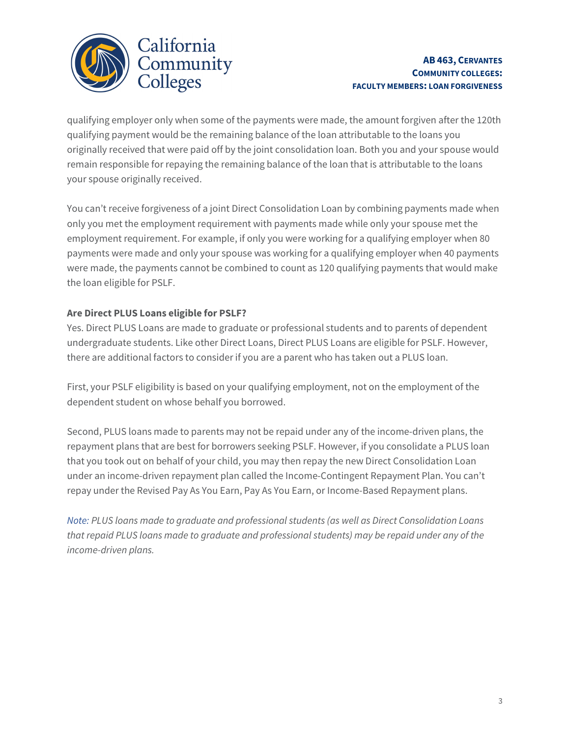qualifying employer only when some of the payments were made, the amount forgiven after the 120th qualifying payment would be the remaining balance of the loan attributable to the loans you originally received that were paid off by the joint consolidation loan. Both you and your spouse would remain responsible for repaying the remaining balance of the loan that is attributable to the loans your spouse originally received.

You can't receive forgiveness of a joint Direct Consolidation Loan by combining payments made when only you met the employment requirement with payments made while only your spouse met the employment requirement. For example, if only you were working for a qualifying employer when 80 payments were made and only your spouse was working for a qualifying employer when 40 payments were made, the payments cannot be combined to count as 120 qualifying payments that would make the loan eligible for PSLF.

**Are Direct PLUS Loans eligible for PSLF?**

Yes. Direct PLUS Loans are made to graduate or professional students and to parents of dependent undergraduate students. Like other Direct Loans, Direct PLUS Loans are eligible for PSLF. However, there are additional factors to consider if you are a parent who has taken out a PLUS loan.

First, your PSLF eligibility is based on your qualifying employment, not on the employment of the dependent student on whose behalf you borrowed.

Second, PLUS loans made to parents may not be repaid under any of the income-driven plans, the repayment plans that are best for borrowers seeking PSLF. However, if you consolidate a PLUS loan that you took out on behalf of your child, you may then repay the new Direct Consolidation Loan under an income-driven repayment plan called the Income-Contingent Repayment Plan. You can't repay under the Revised Pay As You Earn, Pay As You Earn, or Income-Based Repayment plans.

*Note: PLUS loans made to graduate and professional students (as well as Direct Consolidation Loans that repaid PLUS loans made to graduate and professional students) may be repaid under any of the income-driven plans.*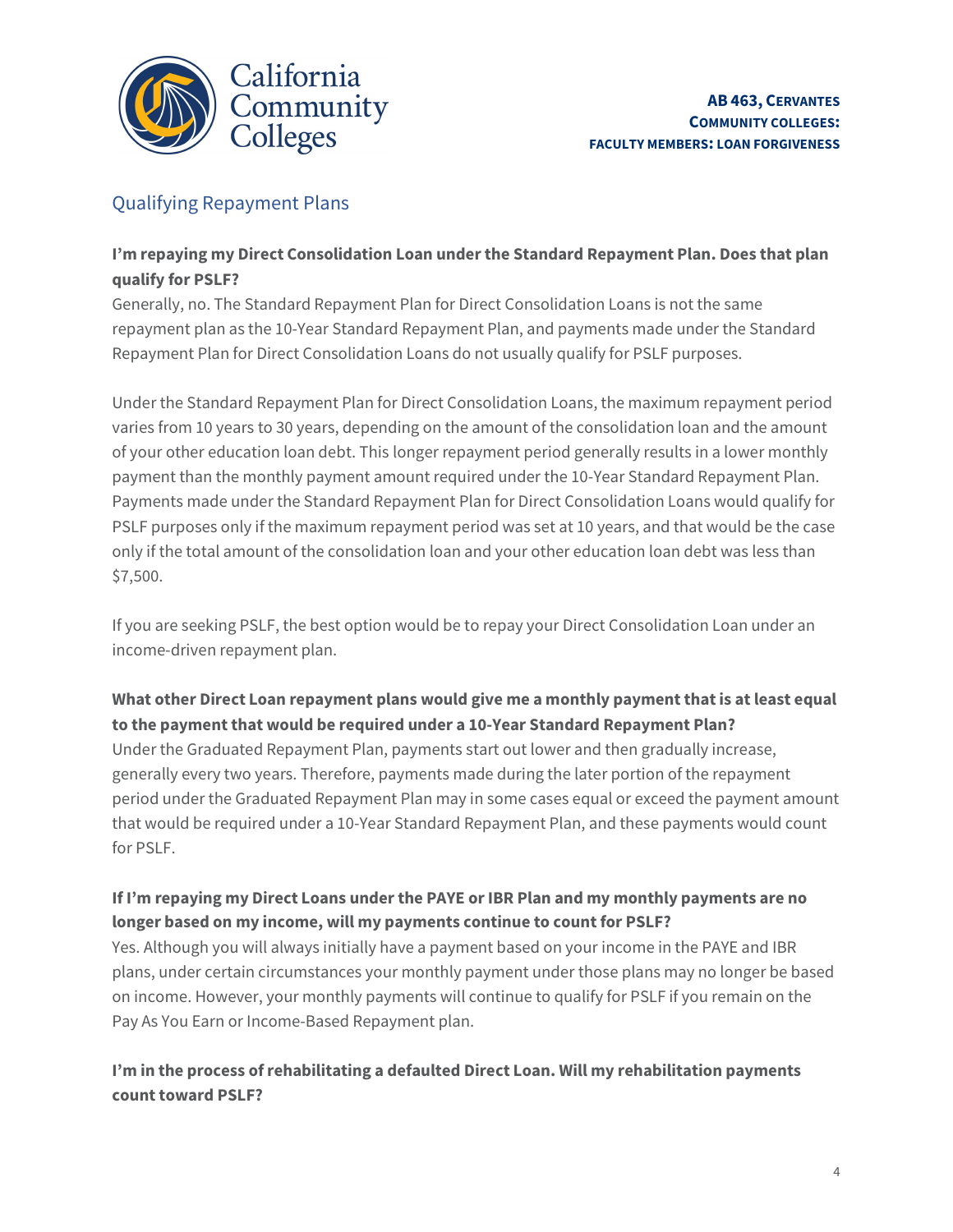## Qualifying Repayment Plans

**I'm repaying my Direct Consolidation Loan under the Standard Repayment Plan. Does that plan qualify for PSLF?**

Generally, no. The Standard Repayment Plan for Direct Consolidation Loans is not the same repayment plan as the 10-Year Standard Repayment Plan, and payments made under the Standard Repayment Plan for Direct Consolidation Loans do not usually qualify for PSLF purposes.

Under the Standard Repayment Plan for Direct Consolidation Loans, the maximum repayment period varies from 10 years to 30 years, depending on the amount of the consolidation loan and the amount of your other education loan debt. This longer repayment period generally results in a lower monthly payment than the monthly payment amount required under the 10-Year Standard Repayment Plan. Payments made under the Standard Repayment Plan for Direct Consolidation Loans would qualify for PSLF purposes only if the maximum repayment period was set at 10 years, and that would be the case only if the total amount of the consolidation loan and your other education loan debt was less than $7,500.

If you are seeking PSLF, the best option would be to repay your Direct Consolidation Loan under an income-driven repayment plan.

**What other Direct Loan repayment plans would give me a monthly payment that is at least equal to the payment that would be required under a 10-Year Standard Repayment Plan?**

Under the Graduated Repayment Plan, payments start out lower and then gradually increase, generally every two years. Therefore, payments made during the later portion of the repayment period under the Graduated Repayment Plan may in some cases equal or exceed the payment amount that would be required under a 10-Year Standard Repayment Plan, and these payments would count for PSLF.

**If I'm repaying my Direct Loans under the PAYE or IBR Plan and my monthly payments are no longer based on my income, will my payments continue to count for PSLF?**

Yes. Although you will always initially have a payment based on your income in the PAYE and IBR plans, under certain circumstances your monthly payment under those plans may no longer be based on income. However, your monthly payments will continue to qualify for PSLF if you remain on the Pay As You Earn or Income-Based Repayment plan.

**I'm in the process of rehabilitating a defaulted Direct Loan. Will my rehabilitation payments count toward PSLF?**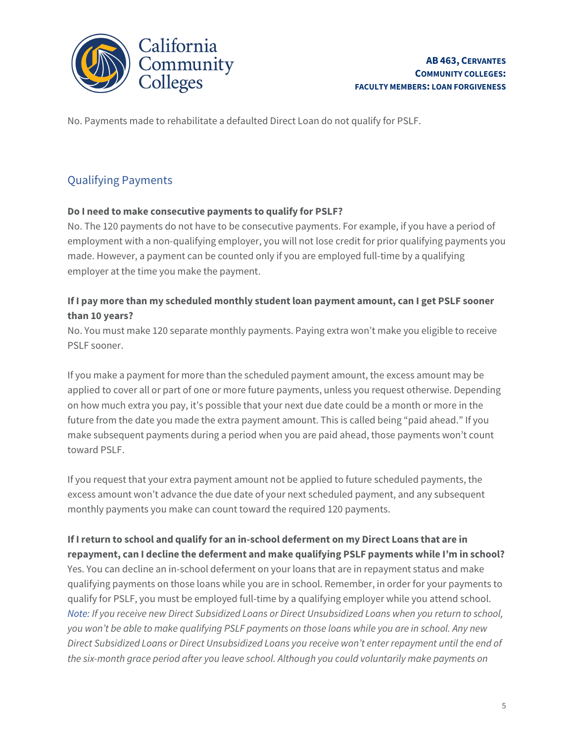No. Payments made to rehabilitate a defaulted Direct Loan do not qualify for PSLF.

## Qualifying Payments

**Do I need to make consecutive payments to qualify for PSLF?**
No. The 120 payments do not have to be consecutive payments. For example, if you have a period of employment with a non-qualifying employer, you will not lose credit for prior qualifying payments you made. However, a payment can be counted only if you are employed full-time by a qualifying employer at the time you make the payment.

**If I pay more than my scheduled monthly student loan payment amount, can I get PSLF sooner than 10 years?**
No. You must make 120 separate monthly payments. Paying extra won't make you eligible to receive PSLF sooner.

If you make a payment for more than the scheduled payment amount, the excess amount may be applied to cover all or part of one or more future payments, unless you request otherwise. Depending on how much extra you pay, it's possible that your next due date could be a month or more in the future from the date you made the extra payment amount. This is called being "paid ahead." If you make subsequent payments during a period when you are paid ahead, those payments won't count toward PSLF.

If you request that your extra payment amount not be applied to future scheduled payments, the excess amount won't advance the due date of your next scheduled payment, and any subsequent monthly payments you make can count toward the required 120 payments.

**If I return to school and qualify for an in-school deferment on my Direct Loans that are in repayment, can I decline the deferment and make qualifying PSLF payments while I'm in school?**
Yes. You can decline an in-school deferment on your loans that are in repayment status and make qualifying payments on those loans while you are in school. Remember, in order for your payments to qualify for PSLF, you must be employed full-time by a qualifying employer while you attend school.
*Note: If you receive new Direct Subsidized Loans or Direct Unsubsidized Loans when you return to school, you won't be able to make qualifying PSLF payments on those loans while you are in school. Any new Direct Subsidized Loans or Direct Unsubsidized Loans you receive won't enter repayment until the end of the six-month grace period after you leave school. Although you could voluntarily make payments on*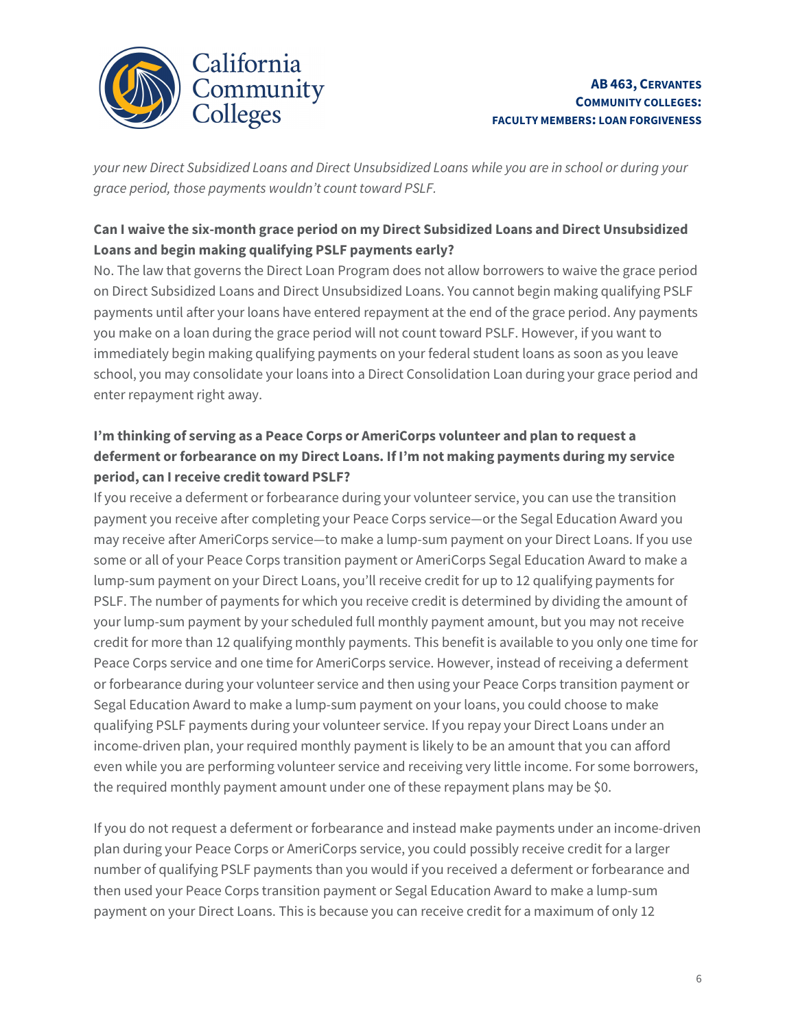*your new Direct Subsidized Loans and Direct Unsubsidized Loans while you are in school or during your grace period, those payments wouldn't count toward PSLF.*

**Can I waive the six-month grace period on my Direct Subsidized Loans and Direct Unsubsidized Loans and begin making qualifying PSLF payments early?**

No. The law that governs the Direct Loan Program does not allow borrowers to waive the grace period on Direct Subsidized Loans and Direct Unsubsidized Loans. You cannot begin making qualifying PSLF payments until after your loans have entered repayment at the end of the grace period. Any payments you make on a loan during the grace period will not count toward PSLF. However, if you want to immediately begin making qualifying payments on your federal student loans as soon as you leave school, you may consolidate your loans into a Direct Consolidation Loan during your grace period and enter repayment right away.

**I'm thinking of serving as a Peace Corps or AmeriCorps volunteer and plan to request a deferment or forbearance on my Direct Loans. If I'm not making payments during my service period, can I receive credit toward PSLF?**

If you receive a deferment or forbearance during your volunteer service, you can use the transition payment you receive after completing your Peace Corps service—or the Segal Education Award you may receive after AmeriCorps service—to make a lump-sum payment on your Direct Loans. If you use some or all of your Peace Corps transition payment or AmeriCorps Segal Education Award to make a lump-sum payment on your Direct Loans, you'll receive credit for up to 12 qualifying payments for PSLF. The number of payments for which you receive credit is determined by dividing the amount of your lump-sum payment by your scheduled full monthly payment amount, but you may not receive credit for more than 12 qualifying monthly payments. This benefit is available to you only one time for Peace Corps service and one time for AmeriCorps service. However, instead of receiving a deferment or forbearance during your volunteer service and then using your Peace Corps transition payment or Segal Education Award to make a lump-sum payment on your loans, you could choose to make qualifying PSLF payments during your volunteer service. If you repay your Direct Loans under an income-driven plan, your required monthly payment is likely to be an amount that you can afford even while you are performing volunteer service and receiving very little income. For some borrowers, the required monthly payment amount under one of these repayment plans may be $0.

If you do not request a deferment or forbearance and instead make payments under an income-driven plan during your Peace Corps or AmeriCorps service, you could possibly receive credit for a larger number of qualifying PSLF payments than you would if you received a deferment or forbearance and then used your Peace Corps transition payment or Segal Education Award to make a lump-sum payment on your Direct Loans. This is because you can receive credit for a maximum of only 12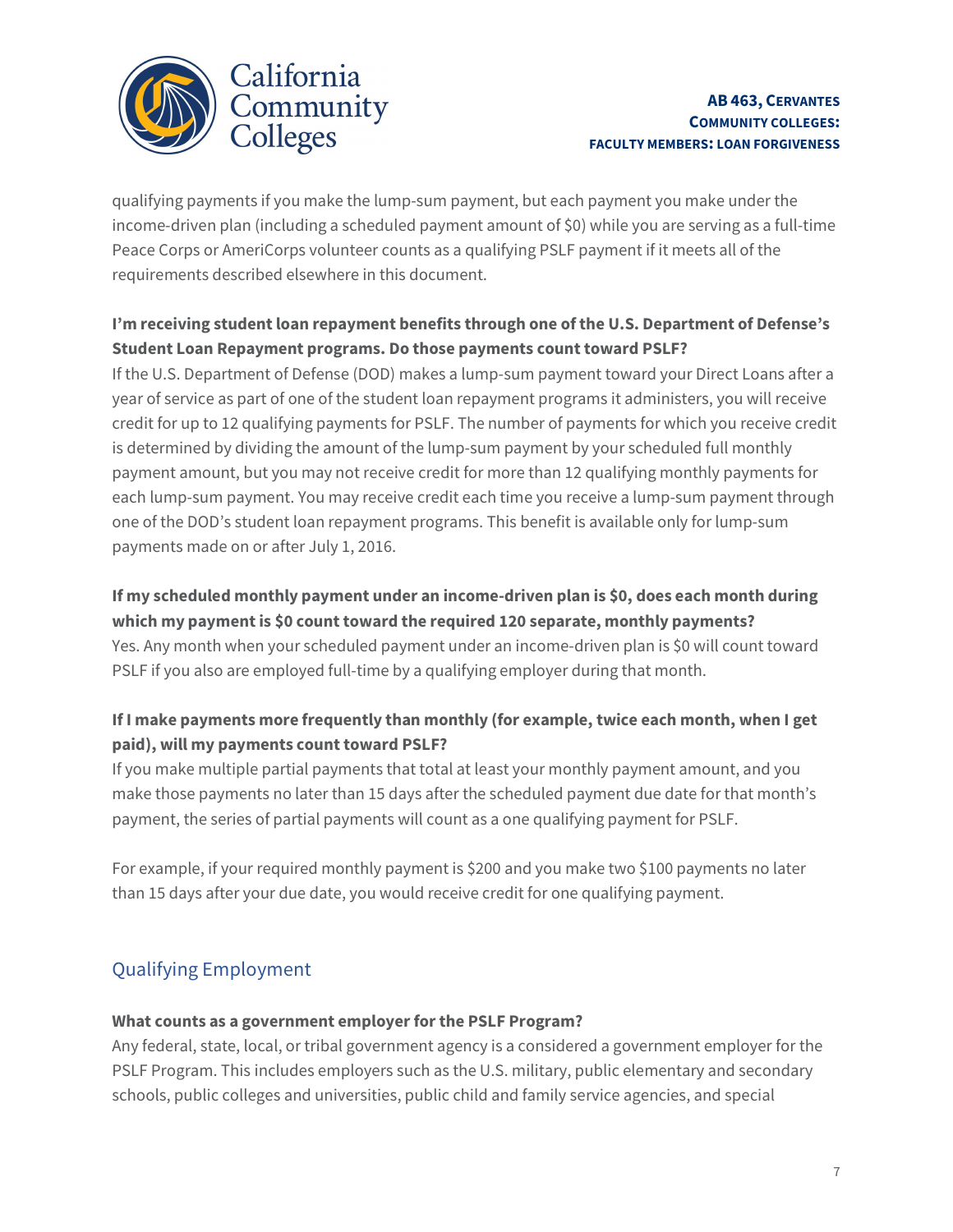qualifying payments if you make the lump-sum payment, but each payment you make under the income-driven plan (including a scheduled payment amount of $0) while you are serving as a full-time Peace Corps or AmeriCorps volunteer counts as a qualifying PSLF payment if it meets all of the requirements described elsewhere in this document.

**I'm receiving student loan repayment benefits through one of the U.S. Department of Defense's Student Loan Repayment programs. Do those payments count toward PSLF?**

If the U.S. Department of Defense (DOD) makes a lump-sum payment toward your Direct Loans after a year of service as part of one of the student loan repayment programs it administers, you will receive credit for up to 12 qualifying payments for PSLF. The number of payments for which you receive credit is determined by dividing the amount of the lump-sum payment by your scheduled full monthly payment amount, but you may not receive credit for more than 12 qualifying monthly payments for each lump-sum payment. You may receive credit each time you receive a lump-sum payment through one of the DOD's student loan repayment programs. This benefit is available only for lump-sum payments made on or after July 1, 2016.

**If my scheduled monthly payment under an income-driven plan is $0, does each month during which my payment is $0 count toward the required 120 separate, monthly payments?**

Yes. Any month when your scheduled payment under an income-driven plan is $0 will count toward PSLF if you also are employed full-time by a qualifying employer during that month.

**If I make payments more frequently than monthly (for example, twice each month, when I get paid), will my payments count toward PSLF?**

If you make multiple partial payments that total at least your monthly payment amount, and you make those payments no later than 15 days after the scheduled payment due date for that month's payment, the series of partial payments will count as a one qualifying payment for PSLF.

For example, if your required monthly payment is $200 and you make two $100 payments no later than 15 days after your due date, you would receive credit for one qualifying payment.

## Qualifying Employment

**What counts as a government employer for the PSLF Program?**

Any federal, state, local, or tribal government agency is a considered a government employer for the PSLF Program. This includes employers such as the U.S. military, public elementary and secondary schools, public colleges and universities, public child and family service agencies, and special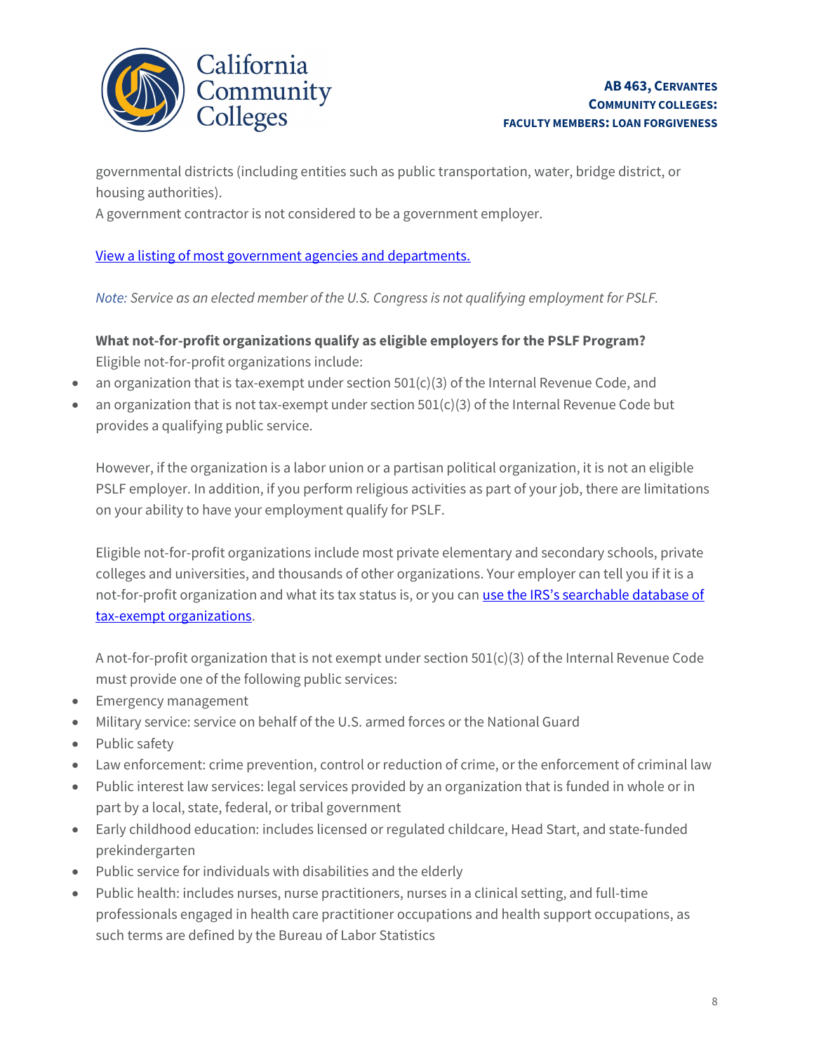governmental districts (including entities such as public transportation, water, bridge district, or housing authorities).
A government contractor is not considered to be a government employer.

[View a listing of most government agencies and departments.]

*Note: Service as an elected member of the U.S. Congress is not qualifying employment for PSLF.*

**What not-for-profit organizations qualify as eligible employers for the PSLF Program?**
Eligible not-for-profit organizations include:

- an organization that is tax-exempt under section 501(c)(3) of the Internal Revenue Code, and
- an organization that is not tax-exempt under section 501(c)(3) of the Internal Revenue Code but provides a qualifying public service.

However, if the organization is a labor union or a partisan political organization, it is not an eligible PSLF employer. In addition, if you perform religious activities as part of your job, there are limitations on your ability to have your employment qualify for PSLF.

Eligible not-for-profit organizations include most private elementary and secondary schools, private colleges and universities, and thousands of other organizations. Your employer can tell you if it is a not-for-profit organization and what its tax status is, or you can [use the IRS's searchable database of tax-exempt organizations].

A not-for-profit organization that is not exempt under section 501(c)(3) of the Internal Revenue Code must provide one of the following public services:

- Emergency management
- Military service: service on behalf of the U.S. armed forces or the National Guard
- Public safety
- Law enforcement: crime prevention, control or reduction of crime, or the enforcement of criminal law
- Public interest law services: legal services provided by an organization that is funded in whole or in part by a local, state, federal, or tribal government
- Early childhood education: includes licensed or regulated childcare, Head Start, and state-funded prekindergarten
- Public service for individuals with disabilities and the elderly
- Public health: includes nurses, nurse practitioners, nurses in a clinical setting, and full-time professionals engaged in health care practitioner occupations and health support occupations, as such terms are defined by the Bureau of Labor Statistics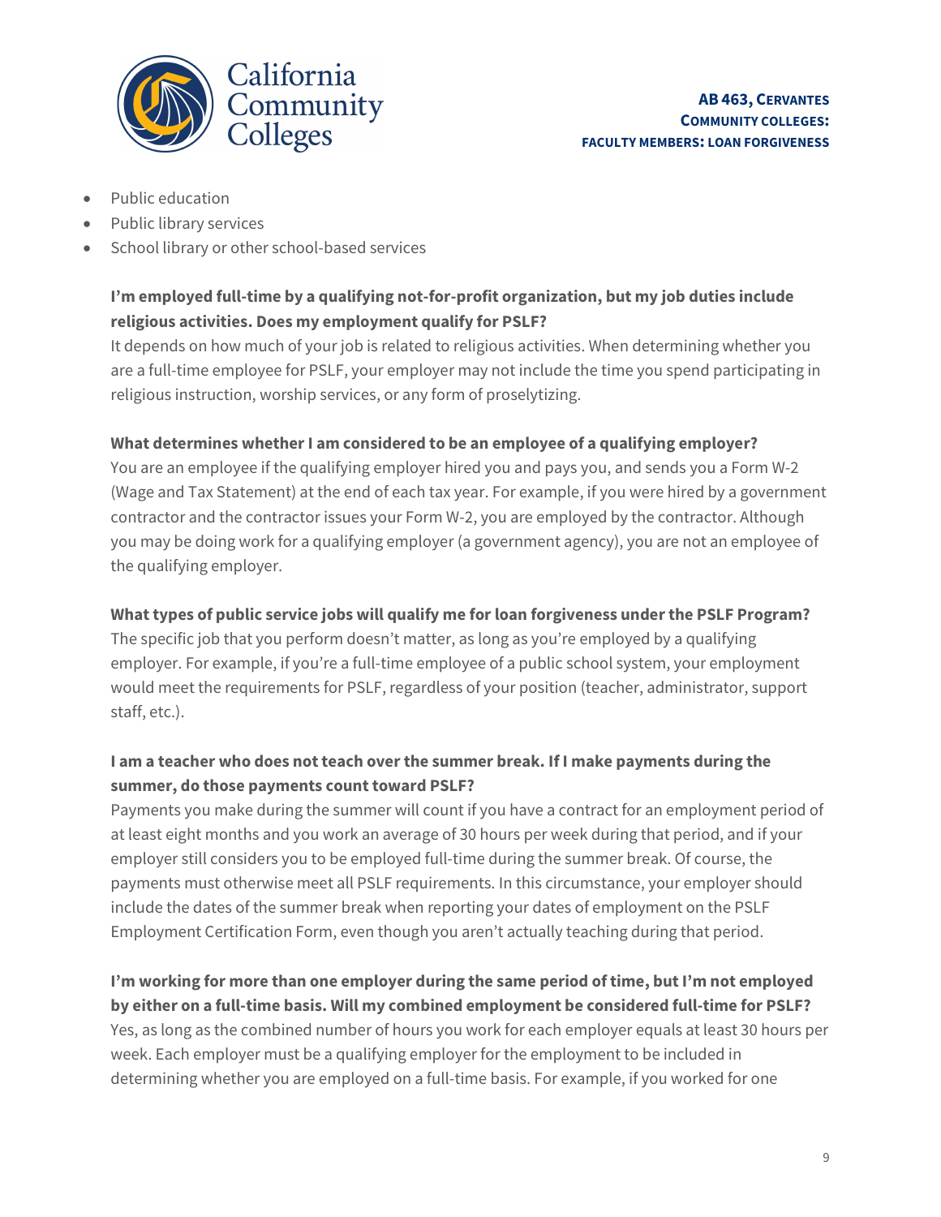- Public education
- Public library services
- School library or other school-based services

**I'm employed full-time by a qualifying not-for-profit organization, but my job duties include religious activities. Does my employment qualify for PSLF?**
It depends on how much of your job is related to religious activities. When determining whether you are a full-time employee for PSLF, your employer may not include the time you spend participating in religious instruction, worship services, or any form of proselytizing.

**What determines whether I am considered to be an employee of a qualifying employer?**
You are an employee if the qualifying employer hired you and pays you, and sends you a Form W-2 (Wage and Tax Statement) at the end of each tax year. For example, if you were hired by a government contractor and the contractor issues your Form W-2, you are employed by the contractor. Although you may be doing work for a qualifying employer (a government agency), you are not an employee of the qualifying employer.

**What types of public service jobs will qualify me for loan forgiveness under the PSLF Program?**
The specific job that you perform doesn't matter, as long as you're employed by a qualifying employer. For example, if you're a full-time employee of a public school system, your employment would meet the requirements for PSLF, regardless of your position (teacher, administrator, support staff, etc.).

**I am a teacher who does not teach over the summer break. If I make payments during the summer, do those payments count toward PSLF?**
Payments you make during the summer will count if you have a contract for an employment period of at least eight months and you work an average of 30 hours per week during that period, and if your employer still considers you to be employed full-time during the summer break. Of course, the payments must otherwise meet all PSLF requirements. In this circumstance, your employer should include the dates of the summer break when reporting your dates of employment on the PSLF Employment Certification Form, even though you aren't actually teaching during that period.

**I'm working for more than one employer during the same period of time, but I'm not employed by either on a full-time basis. Will my combined employment be considered full-time for PSLF?**
Yes, as long as the combined number of hours you work for each employer equals at least 30 hours per week. Each employer must be a qualifying employer for the employment to be included in determining whether you are employed on a full-time basis. For example, if you worked for one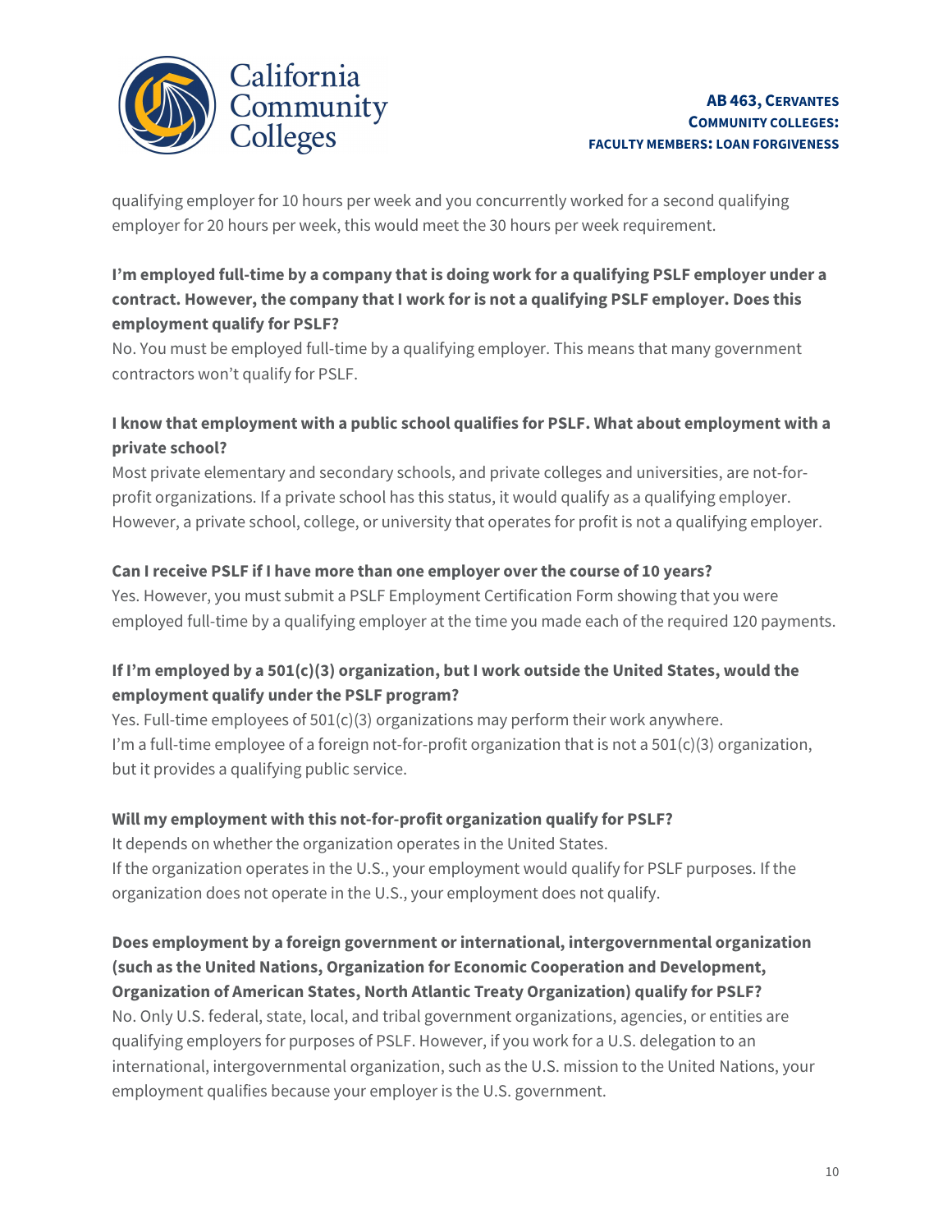qualifying employer for 10 hours per week and you concurrently worked for a second qualifying employer for 20 hours per week, this would meet the 30 hours per week requirement.

**I'm employed full-time by a company that is doing work for a qualifying PSLF employer under a contract. However, the company that I work for is not a qualifying PSLF employer. Does this employment qualify for PSLF?**
No. You must be employed full-time by a qualifying employer. This means that many government contractors won't qualify for PSLF.

**I know that employment with a public school qualifies for PSLF. What about employment with a private school?**
Most private elementary and secondary schools, and private colleges and universities, are not-for-profit organizations. If a private school has this status, it would qualify as a qualifying employer. However, a private school, college, or university that operates for profit is not a qualifying employer.

**Can I receive PSLF if I have more than one employer over the course of 10 years?**
Yes. However, you must submit a PSLF Employment Certification Form showing that you were employed full-time by a qualifying employer at the time you made each of the required 120 payments.

**If I'm employed by a 501(c)(3) organization, but I work outside the United States, would the employment qualify under the PSLF program?**
Yes. Full-time employees of 501(c)(3) organizations may perform their work anywhere.
I'm a full-time employee of a foreign not-for-profit organization that is not a 501(c)(3) organization, but it provides a qualifying public service.

**Will my employment with this not-for-profit organization qualify for PSLF?**
It depends on whether the organization operates in the United States.
If the organization operates in the U.S., your employment would qualify for PSLF purposes. If the organization does not operate in the U.S., your employment does not qualify.

**Does employment by a foreign government or international, intergovernmental organization (such as the United Nations, Organization for Economic Cooperation and Development, Organization of American States, North Atlantic Treaty Organization) qualify for PSLF?**
No. Only U.S. federal, state, local, and tribal government organizations, agencies, or entities are qualifying employers for purposes of PSLF. However, if you work for a U.S. delegation to an international, intergovernmental organization, such as the U.S. mission to the United Nations, your employment qualifies because your employer is the U.S. government.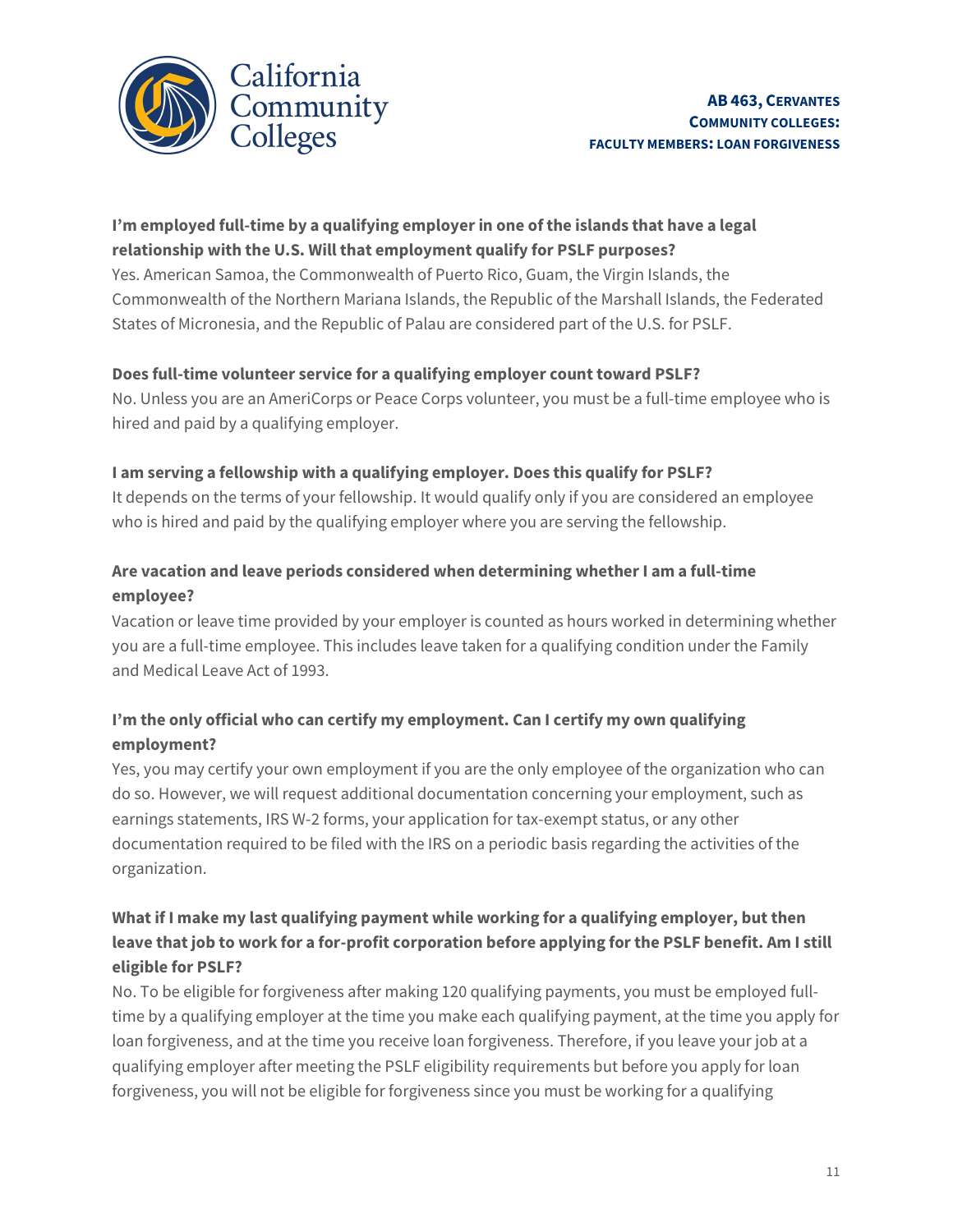**I'm employed full-time by a qualifying employer in one of the islands that have a legal relationship with the U.S. Will that employment qualify for PSLF purposes?**

Yes. American Samoa, the Commonwealth of Puerto Rico, Guam, the Virgin Islands, the Commonwealth of the Northern Mariana Islands, the Republic of the Marshall Islands, the Federated States of Micronesia, and the Republic of Palau are considered part of the U.S. for PSLF.

**Does full-time volunteer service for a qualifying employer count toward PSLF?**

No. Unless you are an AmeriCorps or Peace Corps volunteer, you must be a full-time employee who is hired and paid by a qualifying employer.

**I am serving a fellowship with a qualifying employer. Does this qualify for PSLF?**

It depends on the terms of your fellowship. It would qualify only if you are considered an employee who is hired and paid by the qualifying employer where you are serving the fellowship.

**Are vacation and leave periods considered when determining whether I am a full-time employee?**

Vacation or leave time provided by your employer is counted as hours worked in determining whether you are a full-time employee. This includes leave taken for a qualifying condition under the Family and Medical Leave Act of 1993.

**I'm the only official who can certify my employment. Can I certify my own qualifying employment?**

Yes, you may certify your own employment if you are the only employee of the organization who can do so. However, we will request additional documentation concerning your employment, such as earnings statements, IRS W-2 forms, your application for tax-exempt status, or any other documentation required to be filed with the IRS on a periodic basis regarding the activities of the organization.

**What if I make my last qualifying payment while working for a qualifying employer, but then leave that job to work for a for-profit corporation before applying for the PSLF benefit. Am I still eligible for PSLF?**

No. To be eligible for forgiveness after making 120 qualifying payments, you must be employed full-time by a qualifying employer at the time you make each qualifying payment, at the time you apply for loan forgiveness, and at the time you receive loan forgiveness. Therefore, if you leave your job at a qualifying employer after meeting the PSLF eligibility requirements but before you apply for loan forgiveness, you will not be eligible for forgiveness since you must be working for a qualifying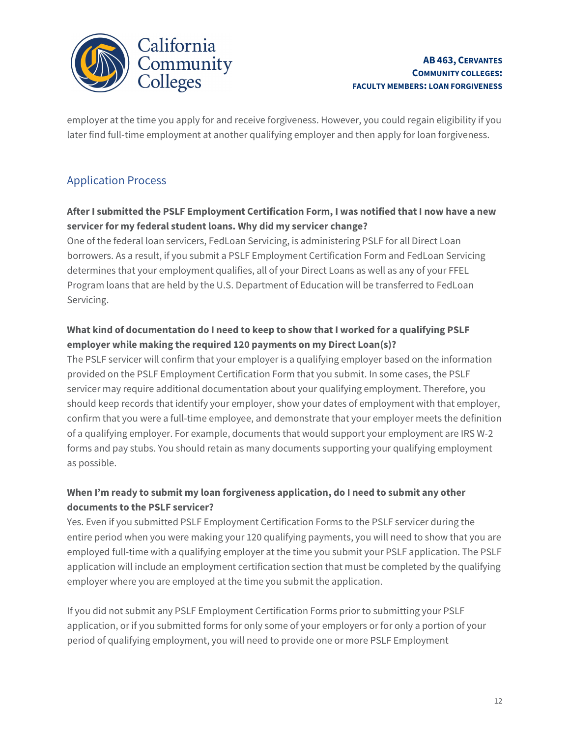employer at the time you apply for and receive forgiveness. However, you could regain eligibility if you later find full-time employment at another qualifying employer and then apply for loan forgiveness.

## Application Process

**After I submitted the PSLF Employment Certification Form, I was notified that I now have a new servicer for my federal student loans. Why did my servicer change?**

One of the federal loan servicers, FedLoan Servicing, is administering PSLF for all Direct Loan borrowers. As a result, if you submit a PSLF Employment Certification Form and FedLoan Servicing determines that your employment qualifies, all of your Direct Loans as well as any of your FFEL Program loans that are held by the U.S. Department of Education will be transferred to FedLoan Servicing.

**What kind of documentation do I need to keep to show that I worked for a qualifying PSLF employer while making the required 120 payments on my Direct Loan(s)?**

The PSLF servicer will confirm that your employer is a qualifying employer based on the information provided on the PSLF Employment Certification Form that you submit. In some cases, the PSLF servicer may require additional documentation about your qualifying employment. Therefore, you should keep records that identify your employer, show your dates of employment with that employer, confirm that you were a full-time employee, and demonstrate that your employer meets the definition of a qualifying employer. For example, documents that would support your employment are IRS W-2 forms and pay stubs. You should retain as many documents supporting your qualifying employment as possible.

**When I'm ready to submit my loan forgiveness application, do I need to submit any other documents to the PSLF servicer?**

Yes. Even if you submitted PSLF Employment Certification Forms to the PSLF servicer during the entire period when you were making your 120 qualifying payments, you will need to show that you are employed full-time with a qualifying employer at the time you submit your PSLF application. The PSLF application will include an employment certification section that must be completed by the qualifying employer where you are employed at the time you submit the application.

If you did not submit any PSLF Employment Certification Forms prior to submitting your PSLF application, or if you submitted forms for only some of your employers or for only a portion of your period of qualifying employment, you will need to provide one or more PSLF Employment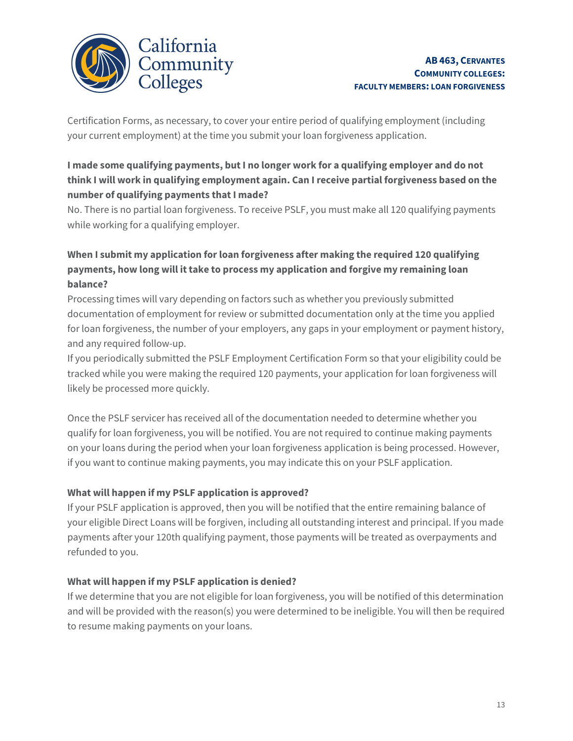Certification Forms, as necessary, to cover your entire period of qualifying employment (including your current employment) at the time you submit your loan forgiveness application.

**I made some qualifying payments, but I no longer work for a qualifying employer and do not think I will work in qualifying employment again. Can I receive partial forgiveness based on the number of qualifying payments that I made?**

No. There is no partial loan forgiveness. To receive PSLF, you must make all 120 qualifying payments while working for a qualifying employer.

**When I submit my application for loan forgiveness after making the required 120 qualifying payments, how long will it take to process my application and forgive my remaining loan balance?**

Processing times will vary depending on factors such as whether you previously submitted documentation of employment for review or submitted documentation only at the time you applied for loan forgiveness, the number of your employers, any gaps in your employment or payment history, and any required follow-up.

If you periodically submitted the PSLF Employment Certification Form so that your eligibility could be tracked while you were making the required 120 payments, your application for loan forgiveness will likely be processed more quickly.

Once the PSLF servicer has received all of the documentation needed to determine whether you qualify for loan forgiveness, you will be notified. You are not required to continue making payments on your loans during the period when your loan forgiveness application is being processed. However, if you want to continue making payments, you may indicate this on your PSLF application.

**What will happen if my PSLF application is approved?**

If your PSLF application is approved, then you will be notified that the entire remaining balance of your eligible Direct Loans will be forgiven, including all outstanding interest and principal. If you made payments after your 120th qualifying payment, those payments will be treated as overpayments and refunded to you.

**What will happen if my PSLF application is denied?**

If we determine that you are not eligible for loan forgiveness, you will be notified of this determination and will be provided with the reason(s) you were determined to be ineligible. You will then be required to resume making payments on your loans.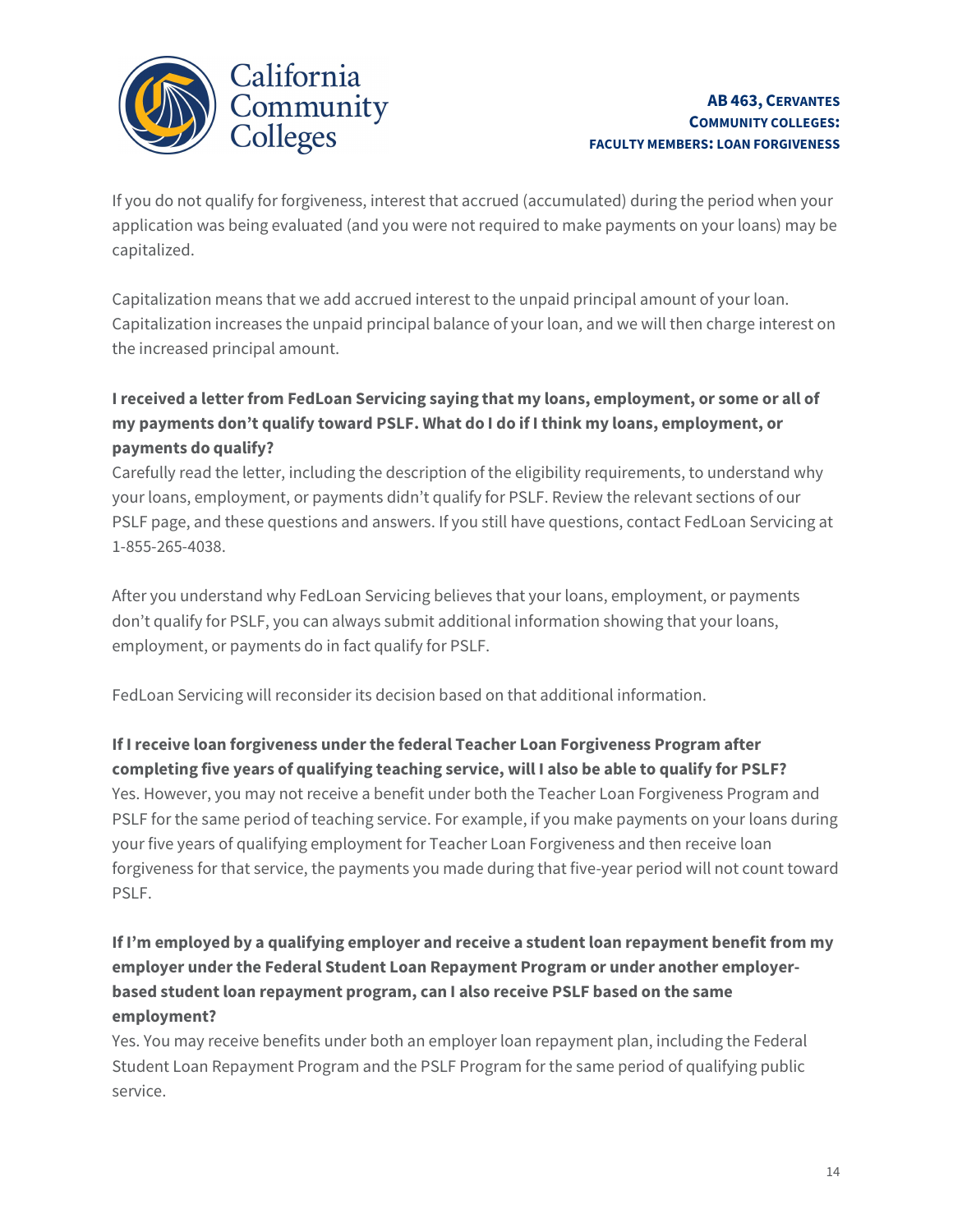If you do not qualify for forgiveness, interest that accrued (accumulated) during the period when your application was being evaluated (and you were not required to make payments on your loans) may be capitalized.

Capitalization means that we add accrued interest to the unpaid principal amount of your loan. Capitalization increases the unpaid principal balance of your loan, and we will then charge interest on the increased principal amount.

**I received a letter from FedLoan Servicing saying that my loans, employment, or some or all of my payments don't qualify toward PSLF. What do I do if I think my loans, employment, or payments do qualify?**

Carefully read the letter, including the description of the eligibility requirements, to understand why your loans, employment, or payments didn't qualify for PSLF. Review the relevant sections of our PSLF page, and these questions and answers. If you still have questions, contact FedLoan Servicing at 1-855-265-4038.

After you understand why FedLoan Servicing believes that your loans, employment, or payments don't qualify for PSLF, you can always submit additional information showing that your loans, employment, or payments do in fact qualify for PSLF.

FedLoan Servicing will reconsider its decision based on that additional information.

**If I receive loan forgiveness under the federal Teacher Loan Forgiveness Program after completing five years of qualifying teaching service, will I also be able to qualify for PSLF?**

Yes. However, you may not receive a benefit under both the Teacher Loan Forgiveness Program and PSLF for the same period of teaching service. For example, if you make payments on your loans during your five years of qualifying employment for Teacher Loan Forgiveness and then receive loan forgiveness for that service, the payments you made during that five-year period will not count toward PSLF.

**If I'm employed by a qualifying employer and receive a student loan repayment benefit from my employer under the Federal Student Loan Repayment Program or under another employer-based student loan repayment program, can I also receive PSLF based on the same employment?**

Yes. You may receive benefits under both an employer loan repayment plan, including the Federal Student Loan Repayment Program and the PSLF Program for the same period of qualifying public service.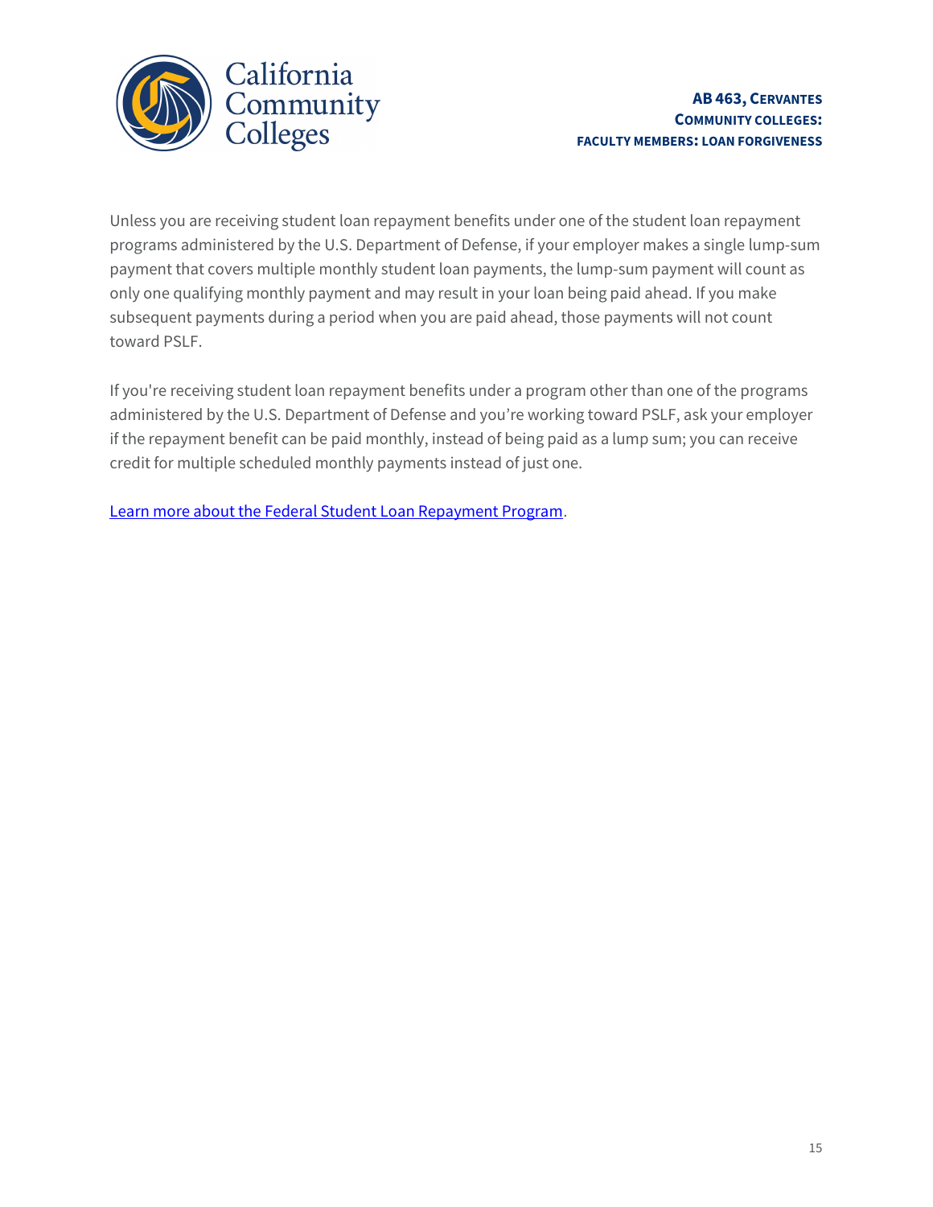Unless you are receiving student loan repayment benefits under one of the student loan repayment programs administered by the U.S. Department of Defense, if your employer makes a single lump-sum payment that covers multiple monthly student loan payments, the lump-sum payment will count as only one qualifying monthly payment and may result in your loan being paid ahead. If you make subsequent payments during a period when you are paid ahead, those payments will not count toward PSLF.

If you're receiving student loan repayment benefits under a program other than one of the programs administered by the U.S. Department of Defense and you're working toward PSLF, ask your employer if the repayment benefit can be paid monthly, instead of being paid as a lump sum; you can receive credit for multiple scheduled monthly payments instead of just one.

Learn more about the Federal Student Loan Repayment Program.